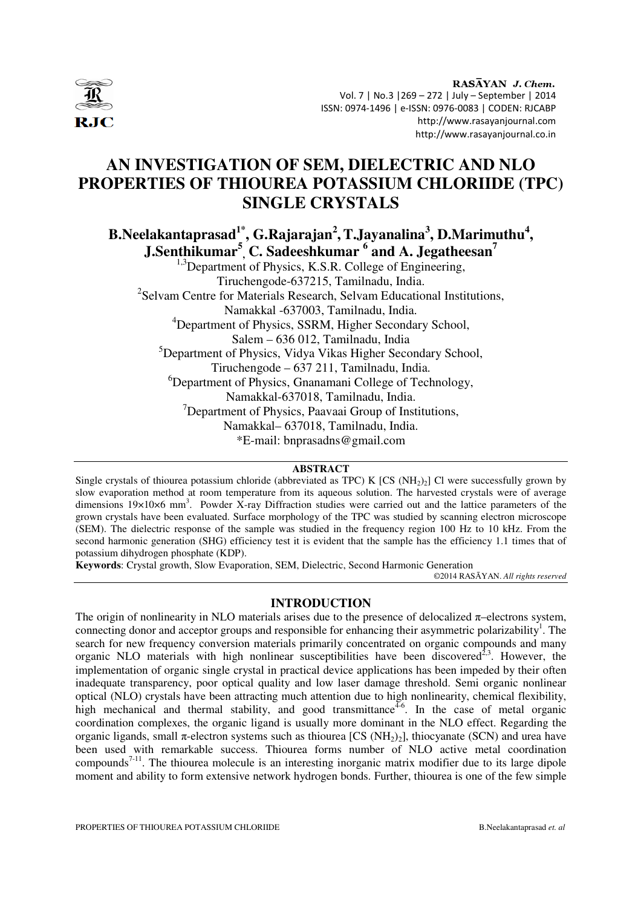# AN INVESTIGATION OF SEM, DIELECTRIC AND NLO PROPERTIES OF THIOUREA POTASSIUM CHLORIIDE (TPC) SINGLE CRYSTALS

**B.Neelakantaprasad[1*], G.Rajarajan[2], T.Jayanalina[3], D.Marimuthu[4], J.Senthikumar[5], C. Sadeeshkumar [6] and A. Jegatheesan[7]**

[1,3]Department of Physics, K.S.R. College of Engineering, Tiruchengode-637215, Tamilnadu, India.

[2]Selvam Centre for Materials Research, Selvam Educational Institutions, Namakkal -637003, Tamilnadu, India.

[4]Department of Physics, SSRM, Higher Secondary School, Salem – 636 012, Tamilnadu, India

[5]Department of Physics, Vidya Vikas Higher Secondary School, Tiruchengode – 637 211, Tamilnadu, India.

[6]Department of Physics, Gnanamani College of Technology, Namakkal-637018, Tamilnadu, India.

[7]Department of Physics, Paavaai Group of Institutions, Namakkal– 637018, Tamilnadu, India.

*E-mail: bnprasadns@gmail.com

## ABSTRACT

Single crystals of thiourea potassium chloride (abbreviated as TPC) K [CS $(NH_2)_2$] Cl were successfully grown by slow evaporation method at room temperature from its aqueous solution. The harvested crystals were of average dimensions 19×10×6 $mm^3$. Powder X-ray Diffraction studies were carried out and the lattice parameters of the grown crystals have been evaluated. Surface morphology of the TPC was studied by scanning electron microscope (SEM). The dielectric response of the sample was studied in the frequency region 100 Hz to 10 kHz. From the second harmonic generation (SHG) efficiency test it is evident that the sample has the efficiency 1.1 times that of potassium dihydrogen phosphate (KDP).

**Keywords**: Crystal growth, Slow Evaporation, SEM, Dielectric, Second Harmonic Generation

©2014 RASĀYAN. *All rights reserved*

## INTRODUCTION

The origin of nonlinearity in NLO materials arises due to the presence of delocalized π–electrons system, connecting donor and acceptor groups and responsible for enhancing their asymmetric polarizability[1]. The search for new frequency conversion materials primarily concentrated on organic compounds and many organic NLO materials with high nonlinear susceptibilities have been discovered[2,3]. However, the implementation of organic single crystal in practical device applications has been impeded by their often inadequate transparency, poor optical quality and low laser damage threshold. Semi organic nonlinear optical (NLO) crystals have been attracting much attention due to high nonlinearity, chemical flexibility, high mechanical and thermal stability, and good transmittance[4-6]. In the case of metal organic coordination complexes, the organic ligand is usually more dominant in the NLO effect. Regarding the organic ligands, small π-electron systems such as thiourea [CS $(NH_2)_2$], thiocyanate (SCN) and urea have been used with remarkable success. Thiourea forms number of NLO active metal coordination compounds[7-11]. The thiourea molecule is an interesting inorganic matrix modifier due to its large dipole moment and ability to form extensive network hydrogen bonds. Further, thiourea is one of the few simple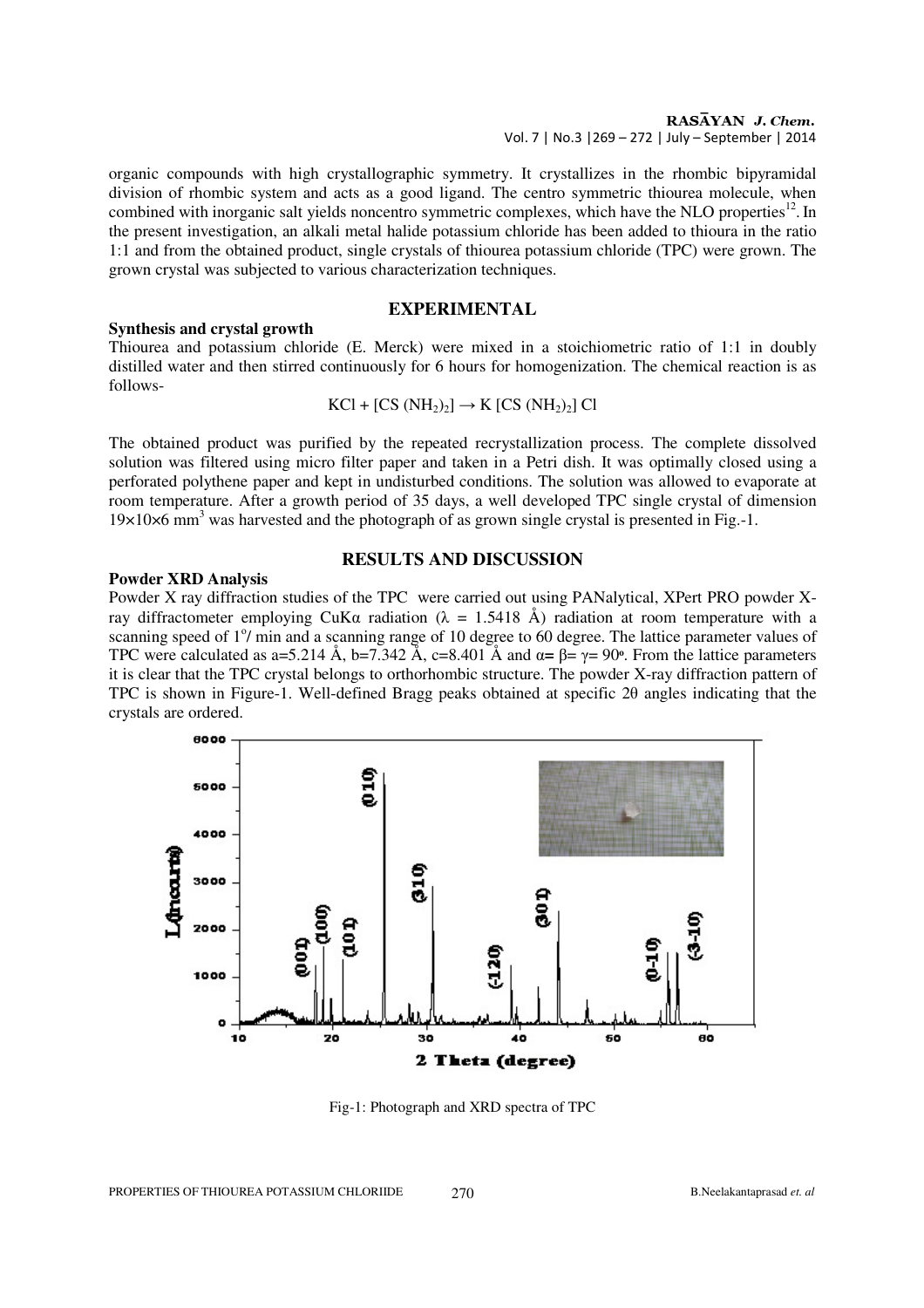organic compounds with high crystallographic symmetry. It crystallizes in the rhombic bipyramidal division of rhombic system and acts as a good ligand. The centro symmetric thiourea molecule, when combined with inorganic salt yields noncentro symmetric complexes, which have the NLO properties[12]. In the present investigation, an alkali metal halide potassium chloride has been added to thioura in the ratio 1:1 and from the obtained product, single crystals of thiourea potassium chloride (TPC) were grown. The grown crystal was subjected to various characterization techniques.

## EXPERIMENTAL

### Synthesis and crystal growth

Thiourea and potassium chloride (E. Merck) were mixed in a stoichiometric ratio of 1:1 in doubly distilled water and then stirred continuously for 6 hours for homogenization. The chemical reaction is as follows-

$$KCl + [CS\,(NH_2)_2] \rightarrow K\,[CS\,(NH_2)_2]\,Cl$$

The obtained product was purified by the repeated recrystallization process. The complete dissolved solution was filtered using micro filter paper and taken in a Petri dish. It was optimally closed using a perforated polythene paper and kept in undisturbed conditions. The solution was allowed to evaporate at room temperature. After a growth period of 35 days, a well developed TPC single crystal of dimension $19\times10\times6$ mm$^3$ was harvested and the photograph of as grown single crystal is presented in Fig.-1.

## RESULTS AND DISCUSSION

### Powder XRD Analysis

Powder X ray diffraction studies of the TPC were carried out using PANalytical, XPert PRO powder X-ray diffractometer employing CuKα radiation ($\lambda$ = 1.5418 Å) radiation at room temperature with a scanning speed of 1$^o$/ min and a scanning range of 10 degree to 60 degree. The lattice parameter values of TPC were calculated as a=5.214 Å, b=7.342 Å, c=8.401 Å and $\alpha = \beta = \gamma = 90^o$. From the lattice parameters it is clear that the TPC crystal belongs to orthorhombic structure. The powder X-ray diffraction pattern of TPC is shown in Figure-1. Well-defined Bragg peaks obtained at specific 2θ angles indicating that the crystals are ordered.

Fig-1: Photograph and XRD spectra of TPC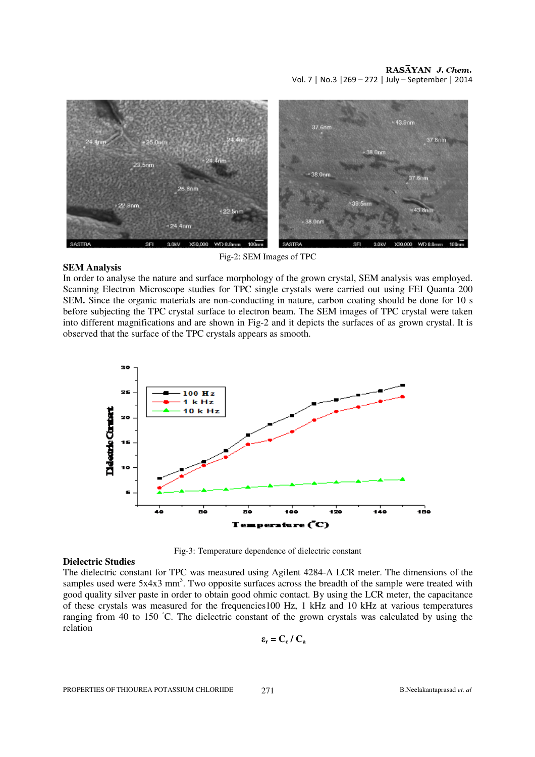Fig-2: SEM Images of TPC

### SEM Analysis

In order to analyse the nature and surface morphology of the grown crystal, SEM analysis was employed. Scanning Electron Microscope studies for TPC single crystals were carried out using FEI Quanta 200 SEM. Since the organic materials are non-conducting in nature, carbon coating should be done for 10 s before subjecting the TPC crystal surface to electron beam. The SEM images of TPC crystal were taken into different magnifications and are shown in Fig-2 and it depicts the surfaces of as grown crystal. It is observed that the surface of the TPC crystals appears as smooth.

Fig-3: Temperature dependence of dielectric constant

### Dielectric Studies

The dielectric constant for TPC was measured using Agilent 4284-A LCR meter. The dimensions of the samples used were 5x4x3 mm$^3$. Two opposite surfaces across the breadth of the sample were treated with good quality silver paste in order to obtain good ohmic contact. By using the LCR meter, the capacitance of these crystals was measured for the frequencies100 Hz, 1 kHz and 10 kHz at various temperatures ranging from 40 to 150 $^{\circ}$C. The dielectric constant of the grown crystals was calculated by using the relation

$$\varepsilon_r = C_c / C_a$$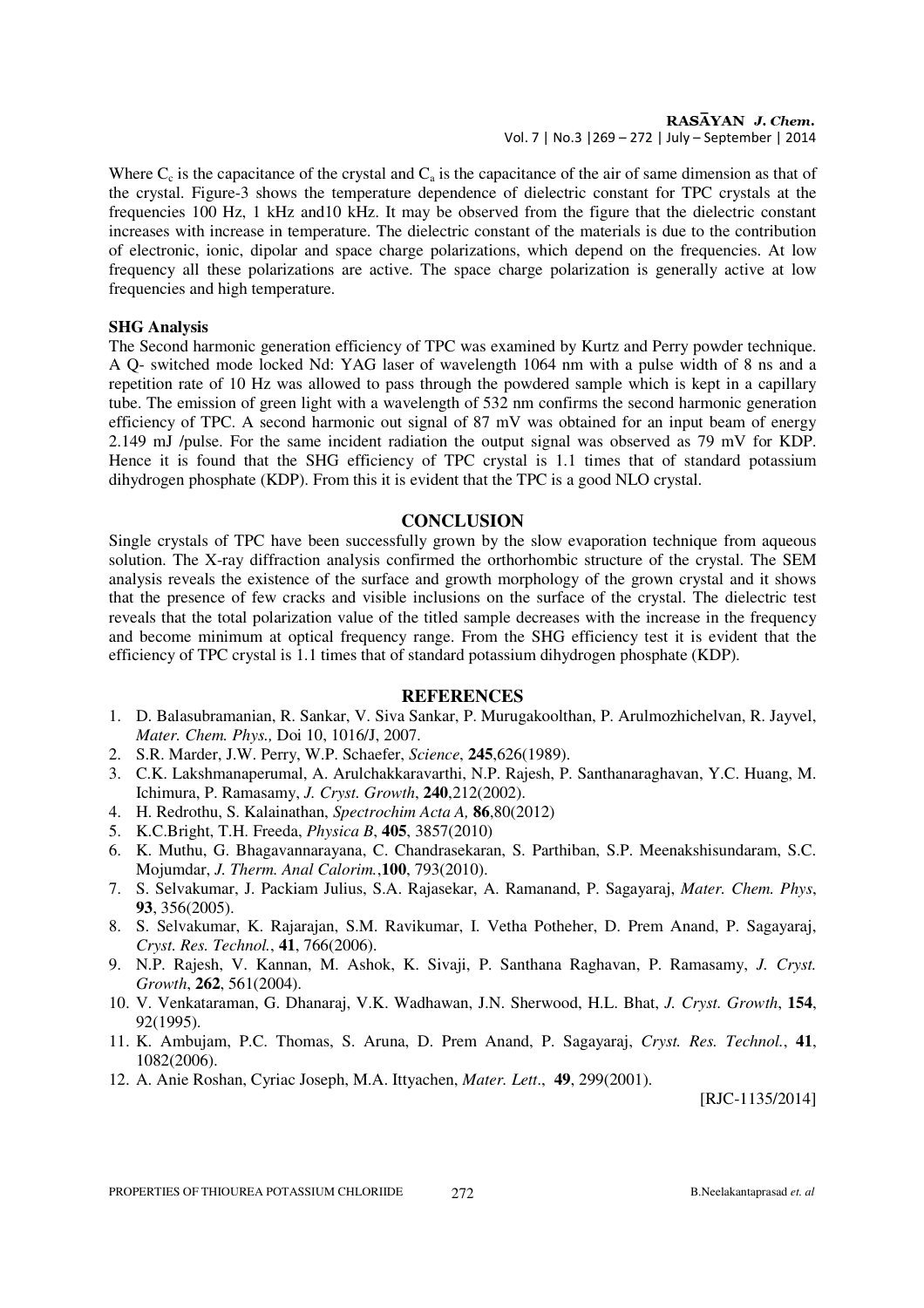Where $C_c$ is the capacitance of the crystal and $C_a$ is the capacitance of the air of same dimension as that of the crystal. Figure-3 shows the temperature dependence of dielectric constant for TPC crystals at the frequencies 100 Hz, 1 kHz and10 kHz. It may be observed from the figure that the dielectric constant increases with increase in temperature. The dielectric constant of the materials is due to the contribution of electronic, ionic, dipolar and space charge polarizations, which depend on the frequencies. At low frequency all these polarizations are active. The space charge polarization is generally active at low frequencies and high temperature.

**SHG Analysis**

The Second harmonic generation efficiency of TPC was examined by Kurtz and Perry powder technique. A Q- switched mode locked Nd: YAG laser of wavelength 1064 nm with a pulse width of 8 ns and a repetition rate of 10 Hz was allowed to pass through the powdered sample which is kept in a capillary tube. The emission of green light with a wavelength of 532 nm confirms the second harmonic generation efficiency of TPC. A second harmonic out signal of 87 mV was obtained for an input beam of energy 2.149 mJ /pulse. For the same incident radiation the output signal was observed as 79 mV for KDP. Hence it is found that the SHG efficiency of TPC crystal is 1.1 times that of standard potassium dihydrogen phosphate (KDP). From this it is evident that the TPC is a good NLO crystal.

## CONCLUSION

Single crystals of TPC have been successfully grown by the slow evaporation technique from aqueous solution. The X-ray diffraction analysis confirmed the orthorhombic structure of the crystal. The SEM analysis reveals the existence of the surface and growth morphology of the grown crystal and it shows that the presence of few cracks and visible inclusions on the surface of the crystal. The dielectric test reveals that the total polarization value of the titled sample decreases with the increase in the frequency and become minimum at optical frequency range. From the SHG efficiency test it is evident that the efficiency of TPC crystal is 1.1 times that of standard potassium dihydrogen phosphate (KDP).

## REFERENCES

1. D. Balasubramanian, R. Sankar, V. Siva Sankar, P. Murugakoolthan, P. Arulmozhichelvan, R. Jayvel, *Mater. Chem. Phys.,* Doi 10, 1016/J, 2007.
2. S.R. Marder, J.W. Perry, W.P. Schaefer, *Science*, **245**,626(1989).
3. C.K. Lakshmanaperumal, A. Arulchakkaravarthi, N.P. Rajesh, P. Santhanaraghavan, Y.C. Huang, M. Ichimura, P. Ramasamy, *J. Cryst. Growth*, **240**,212(2002).
4. H. Redrothu, S. Kalainathan, *Spectrochim Acta A,* **86**,80(2012)
5. K.C.Bright, T.H. Freeda, *Physica B*, **405**, 3857(2010)
6. K. Muthu, G. Bhagavannarayana, C. Chandrasekaran, S. Parthiban, S.P. Meenakshisundaram, S.C. Mojumdar, *J. Therm. Anal Calorim.*,**100**, 793(2010).
7. S. Selvakumar, J. Packiam Julius, S.A. Rajasekar, A. Ramanand, P. Sagayaraj, *Mater. Chem. Phys*, **93**, 356(2005).
8. S. Selvakumar, K. Rajarajan, S.M. Ravikumar, I. Vetha Potheher, D. Prem Anand, P. Sagayaraj, *Cryst. Res. Technol.*, **41**, 766(2006).
9. N.P. Rajesh, V. Kannan, M. Ashok, K. Sivaji, P. Santhana Raghavan, P. Ramasamy, *J. Cryst. Growth*, **262**, 561(2004).
10. V. Venkataraman, G. Dhanaraj, V.K. Wadhawan, J.N. Sherwood, H.L. Bhat, *J. Cryst. Growth*, **154**, 92(1995).
11. K. Ambujam, P.C. Thomas, S. Aruna, D. Prem Anand, P. Sagayaraj, *Cryst. Res. Technol.*, **41**, 1082(2006).
12. A. Anie Roshan, Cyriac Joseph, M.A. Ittyachen, *Mater. Lett*., **49**, 299(2001).

[RJC-1135/2014]